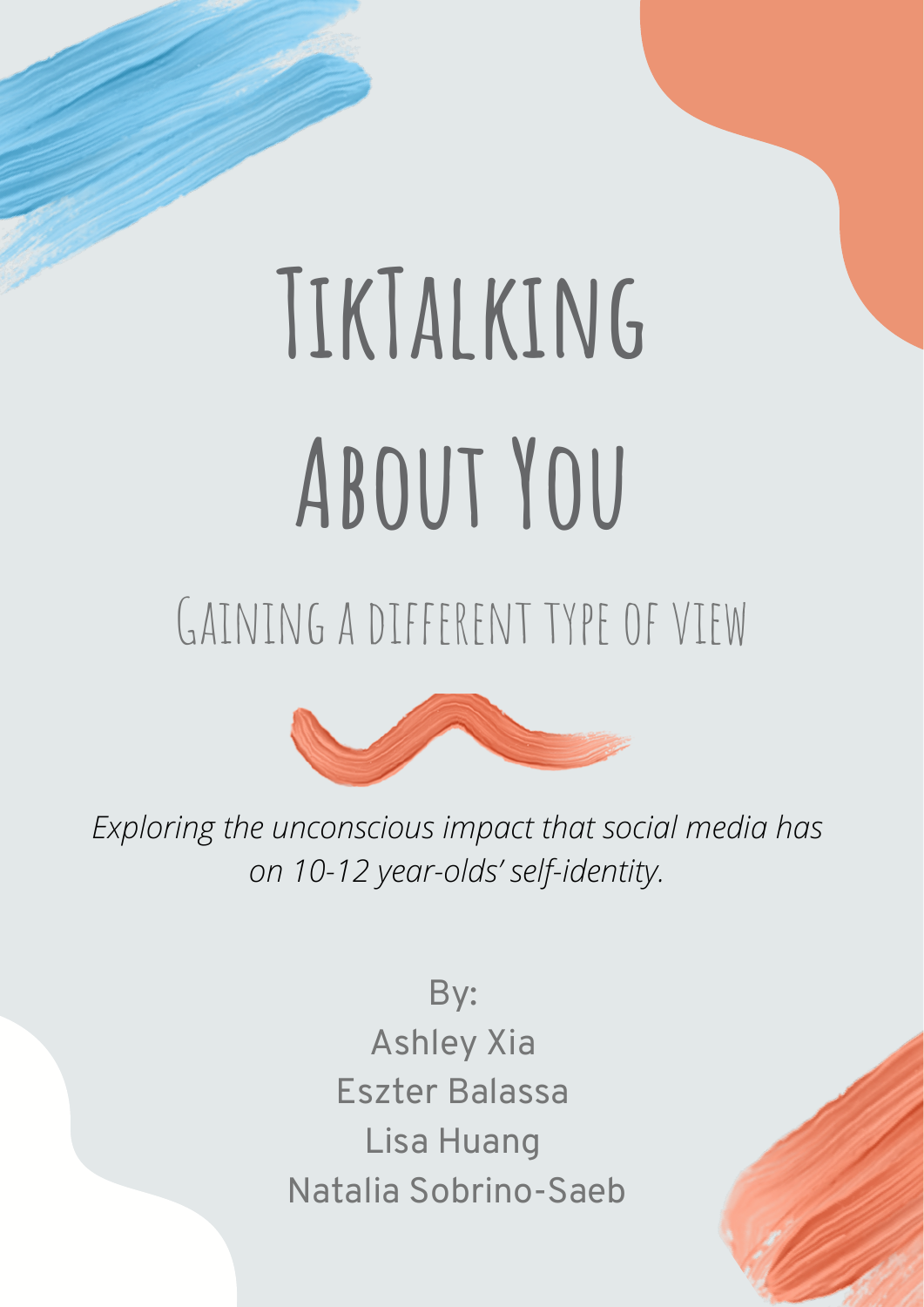# TikTalking About You

## Gaining a different type of view

*Exploring the unconscious impact that social media has on 10-12 year-olds' self-identity.*

By:
Ashley Xia
Eszter Balassa
Lisa Huang
Natalia Sobrino-Saeb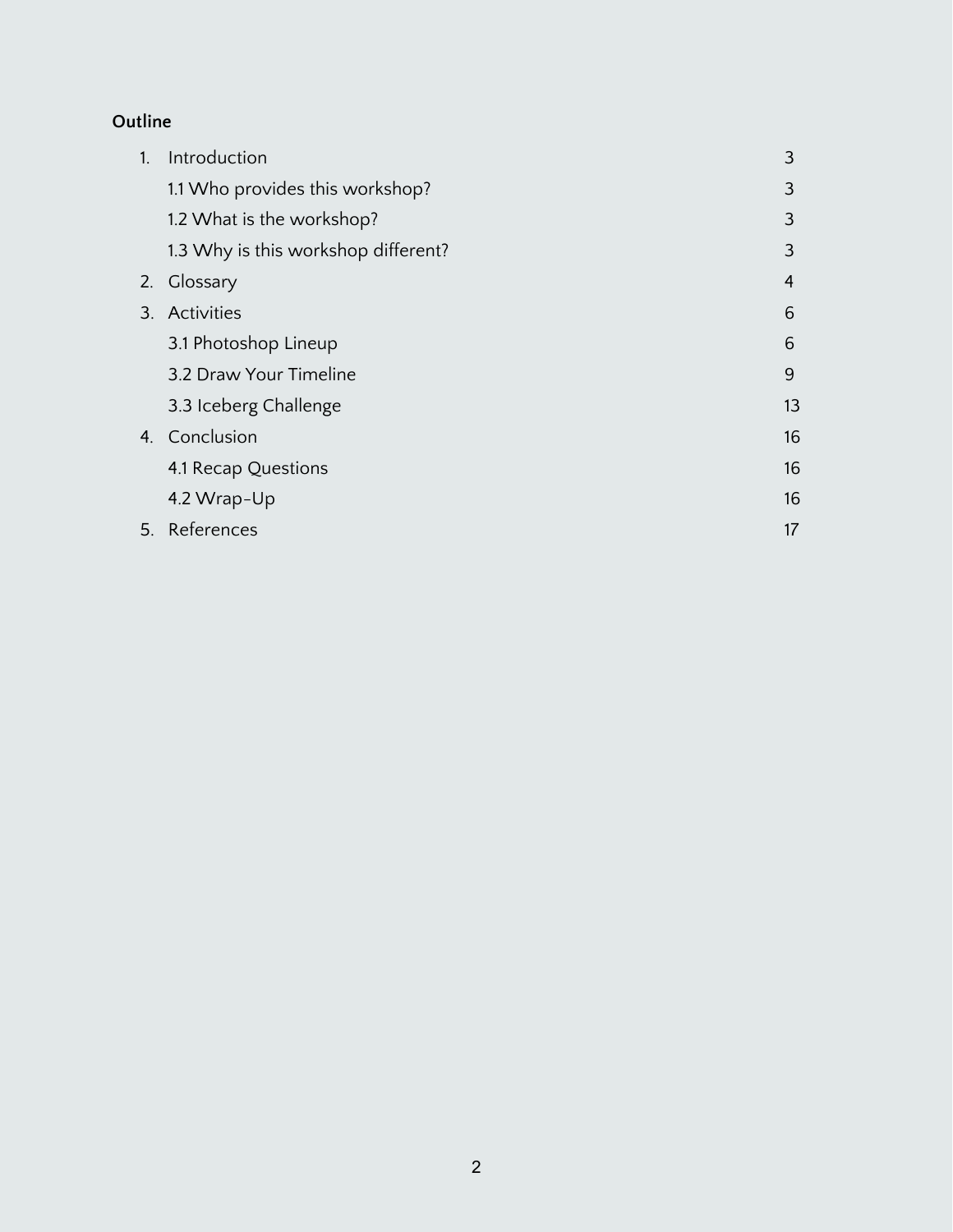**Outline**

1. Introduction 3
   - 1.1 Who provides this workshop? 3
   - 1.2 What is the workshop? 3
   - 1.3 Why is this workshop different? 3
2. Glossary 4
3. Activities 6
   - 3.1 Photoshop Lineup 6
   - 3.2 Draw Your Timeline 9
   - 3.3 Iceberg Challenge 13
4. Conclusion 16
   - 4.1 Recap Questions 16
   - 4.2 Wrap-Up 16
5. References 17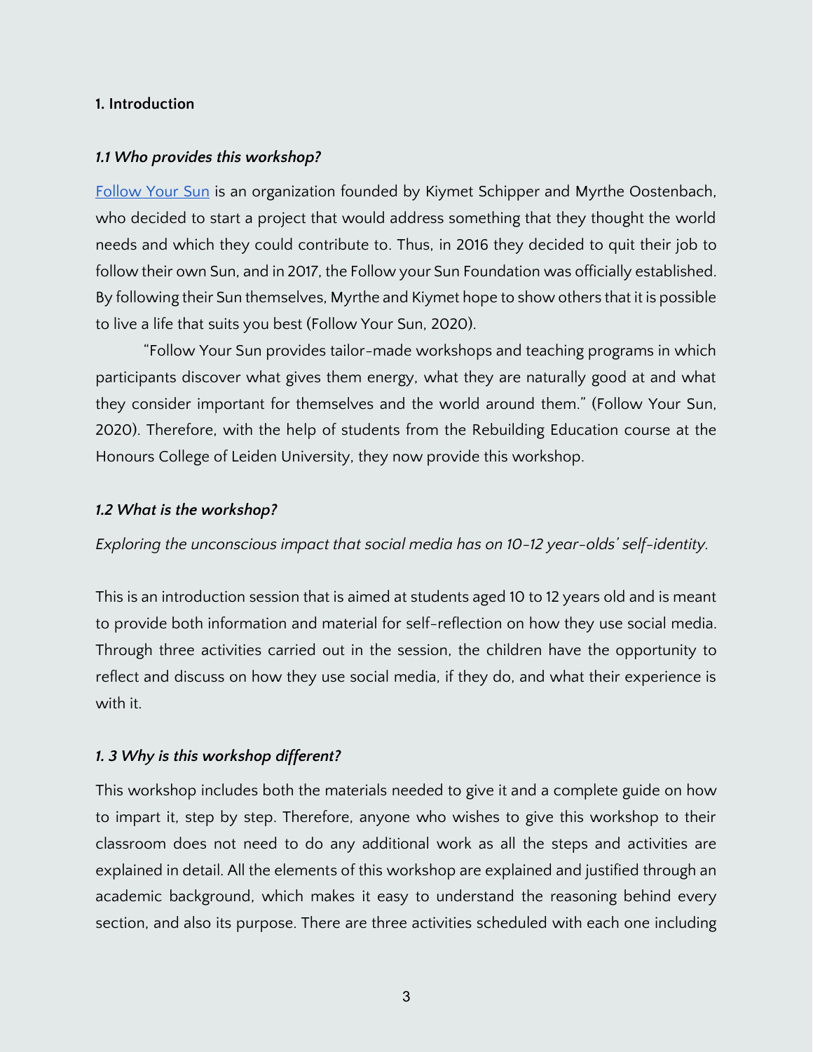## 1. Introduction

### *1.1 Who provides this workshop?*

[Follow Your Sun](Follow Your Sun) is an organization founded by Kiymet Schipper and Myrthe Oostenbach, who decided to start a project that would address something that they thought the world needs and which they could contribute to. Thus, in 2016 they decided to quit their job to follow their own Sun, and in 2017, the Follow your Sun Foundation was officially established. By following their Sun themselves, Myrthe and Kiymet hope to show others that it is possible to live a life that suits you best (Follow Your Sun, 2020).

"Follow Your Sun provides tailor-made workshops and teaching programs in which participants discover what gives them energy, what they are naturally good at and what they consider important for themselves and the world around them." (Follow Your Sun, 2020). Therefore, with the help of students from the Rebuilding Education course at the Honours College of Leiden University, they now provide this workshop.

### *1.2 What is the workshop?*

*Exploring the unconscious impact that social media has on 10-12 year-olds' self-identity.*

This is an introduction session that is aimed at students aged 10 to 12 years old and is meant to provide both information and material for self-reflection on how they use social media. Through three activities carried out in the session, the children have the opportunity to reflect and discuss on how they use social media, if they do, and what their experience is with it.

### *1. 3 Why is this workshop different?*

This workshop includes both the materials needed to give it and a complete guide on how to impart it, step by step. Therefore, anyone who wishes to give this workshop to their classroom does not need to do any additional work as all the steps and activities are explained in detail. All the elements of this workshop are explained and justified through an academic background, which makes it easy to understand the reasoning behind every section, and also its purpose. There are three activities scheduled with each one including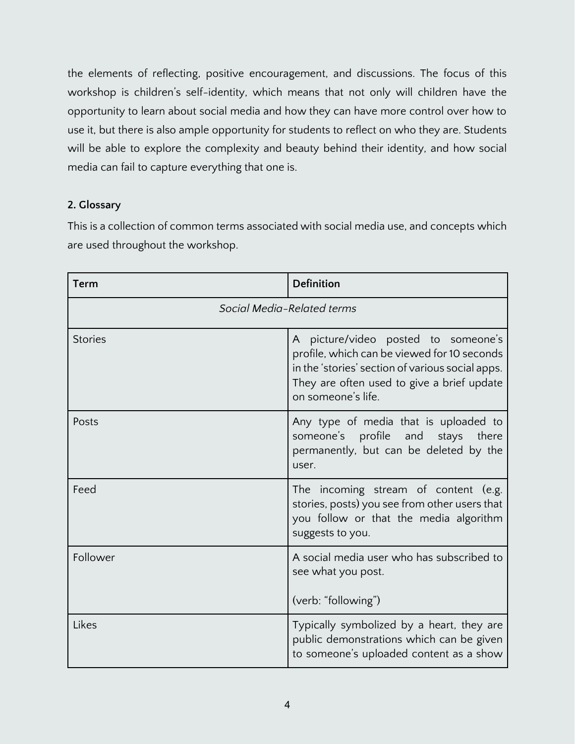the elements of reflecting, positive encouragement, and discussions. The focus of this workshop is children's self-identity, which means that not only will children have the opportunity to learn about social media and how they can have more control over how to use it, but there is also ample opportunity for students to reflect on who they are. Students will be able to explore the complexity and beauty behind their identity, and how social media can fail to capture everything that one is.

## 2. Glossary

This is a collection of common terms associated with social media use, and concepts which are used throughout the workshop.

| Term | Definition |
|---|---|
| *Social Media-Related terms* | |
| Stories | A picture/video posted to someone's profile, which can be viewed for 10 seconds in the 'stories' section of various social apps. They are often used to give a brief update on someone's life. |
| Posts | Any type of media that is uploaded to someone's profile and stays there permanently, but can be deleted by the user. |
| Feed | The incoming stream of content (e.g. stories, posts) you see from other users that you follow or that the media algorithm suggests to you. |
| Follower | A social media user who has subscribed to see what you post.<br><br>(verb: "following") |
| Likes | Typically symbolized by a heart, they are public demonstrations which can be given to someone's uploaded content as a show |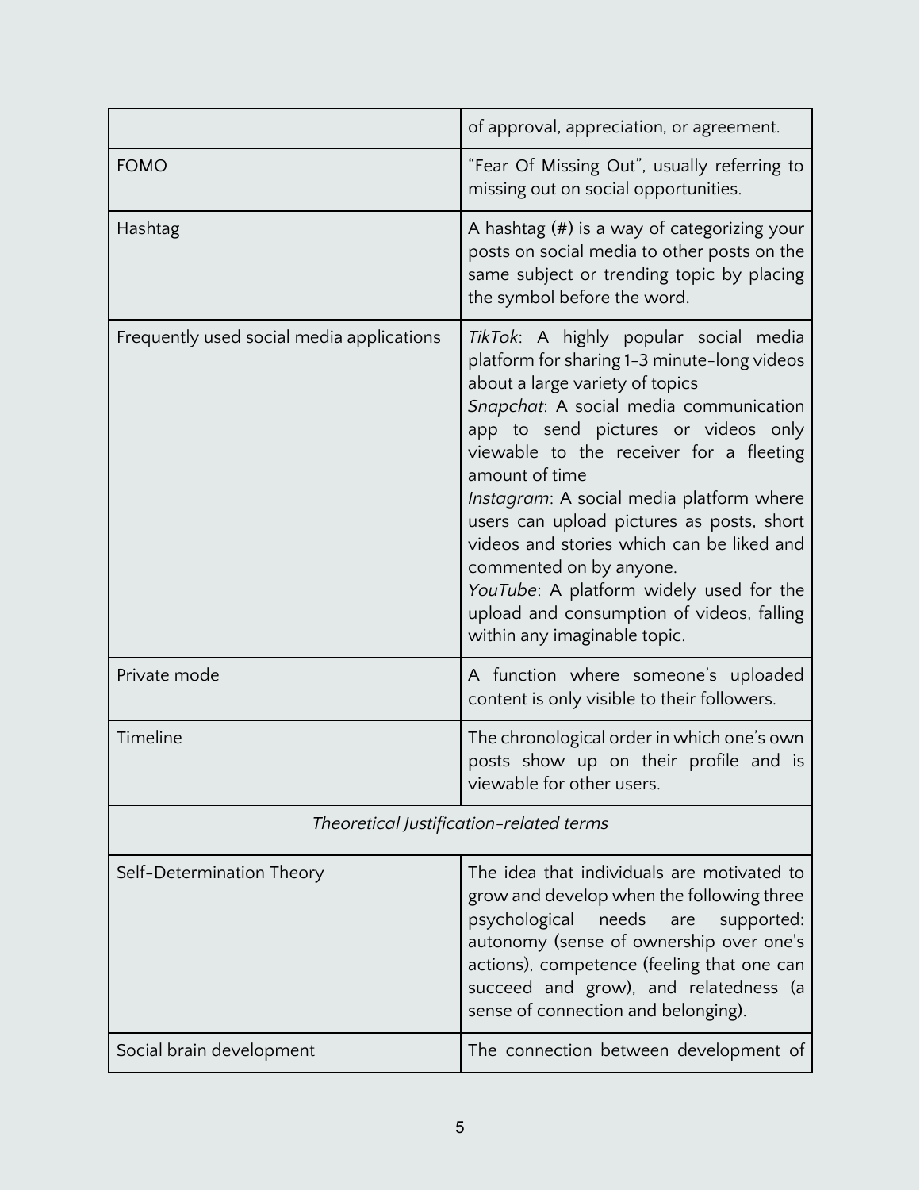| | |
|---|---|
| | of approval, appreciation, or agreement. |
| FOMO | "Fear Of Missing Out", usually referring to missing out on social opportunities. |
| Hashtag | A hashtag (#) is a way of categorizing your posts on social media to other posts on the same subject or trending topic by placing the symbol before the word. |
| Frequently used social media applications | *TikTok*: A highly popular social media platform for sharing 1-3 minute-long videos about a large variety of topics<br>*Snapchat*: A social media communication app to send pictures or videos only viewable to the receiver for a fleeting amount of time<br>*Instagram*: A social media platform where users can upload pictures as posts, short videos and stories which can be liked and commented on by anyone.<br>*YouTube*: A platform widely used for the upload and consumption of videos, falling within any imaginable topic. |
| Private mode | A function where someone's uploaded content is only visible to their followers. |
| Timeline | The chronological order in which one's own posts show up on their profile and is viewable for other users. |
| *Theoretical Justification-related terms* | |
| Self-Determination Theory | The idea that individuals are motivated to grow and develop when the following three psychological needs are supported: autonomy (sense of ownership over one's actions), competence (feeling that one can succeed and grow), and relatedness (a sense of connection and belonging). |
| Social brain development | The connection between development of |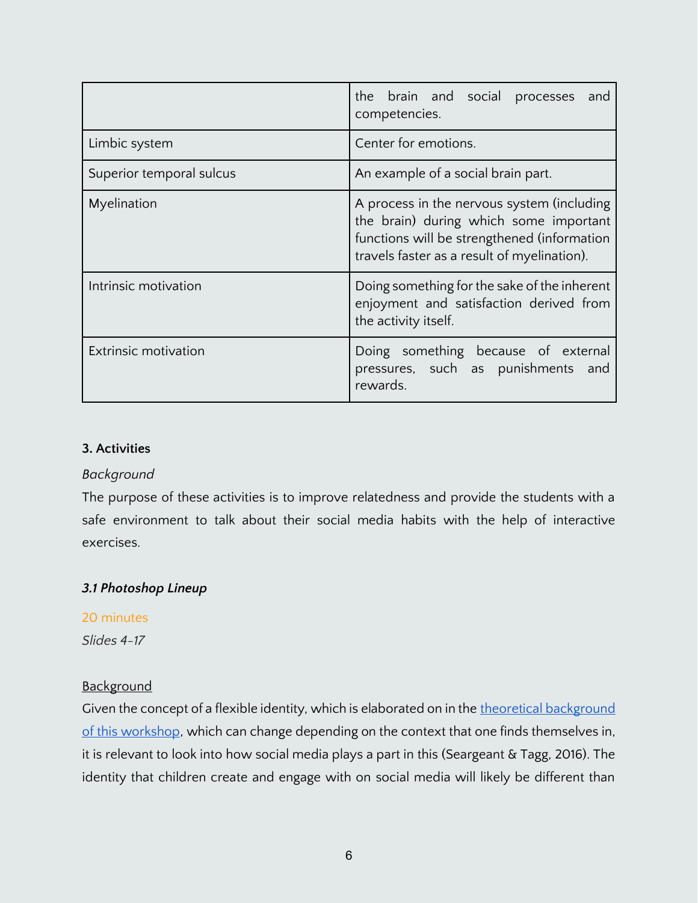| | |
|---|---|
| | the brain and social processes and competencies. |
| Limbic system | Center for emotions. |
| Superior temporal sulcus | An example of a social brain part. |
| Myelination | A process in the nervous system (including the brain) during which some important functions will be strengthened (information travels faster as a result of myelination). |
| Intrinsic motivation | Doing something for the sake of the inherent enjoyment and satisfaction derived from the activity itself. |
| Extrinsic motivation | Doing something because of external pressures, such as punishments and rewards. |

**3. Activities**

*Background*

The purpose of these activities is to improve relatedness and provide the students with a safe environment to talk about their social media habits with the help of interactive exercises.

***3.1 Photoshop Lineup***

20 minutes

*Slides 4-17*

Background

Given the concept of a flexible identity, which is elaborated on in the [theoretical background of this workshop](), which can change depending on the context that one finds themselves in, it is relevant to look into how social media plays a part in this (Seargeant & Tagg, 2016). The identity that children create and engage with on social media will likely be different than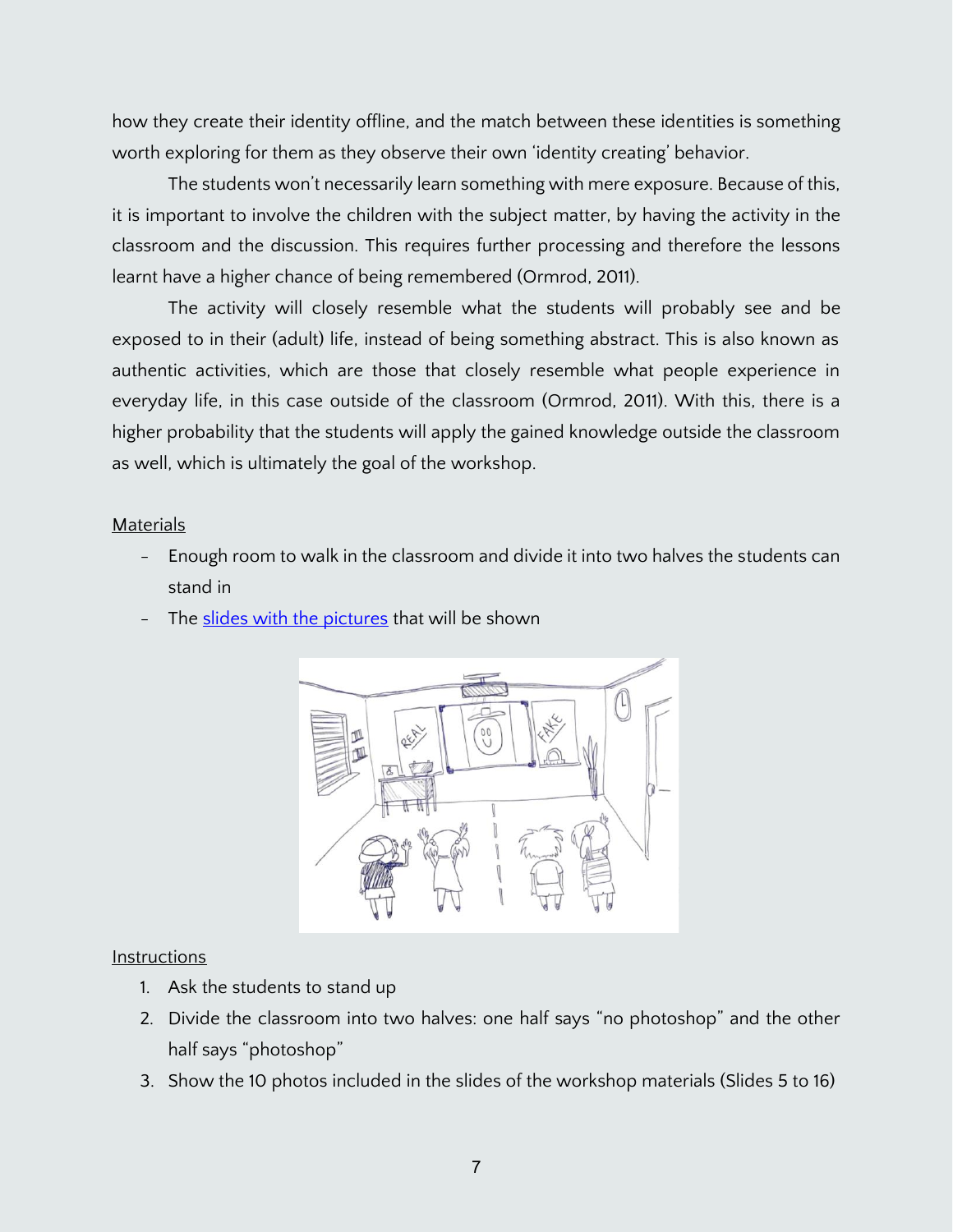how they create their identity offline, and the match between these identities is something worth exploring for them as they observe their own 'identity creating' behavior.

The students won't necessarily learn something with mere exposure. Because of this, it is important to involve the children with the subject matter, by having the activity in the classroom and the discussion. This requires further processing and therefore the lessons learnt have a higher chance of being remembered (Ormrod, 2011).

The activity will closely resemble what the students will probably see and be exposed to in their (adult) life, instead of being something abstract. This is also known as authentic activities, which are those that closely resemble what people experience in everyday life, in this case outside of the classroom (Ormrod, 2011). With this, there is a higher probability that the students will apply the gained knowledge outside the classroom as well, which is ultimately the goal of the workshop.

Materials

- Enough room to walk in the classroom and divide it into two halves the students can stand in
- The slides with the pictures that will be shown

Instructions

1. Ask the students to stand up
2. Divide the classroom into two halves: one half says "no photoshop" and the other half says "photoshop"
3. Show the 10 photos included in the slides of the workshop materials (Slides 5 to 16)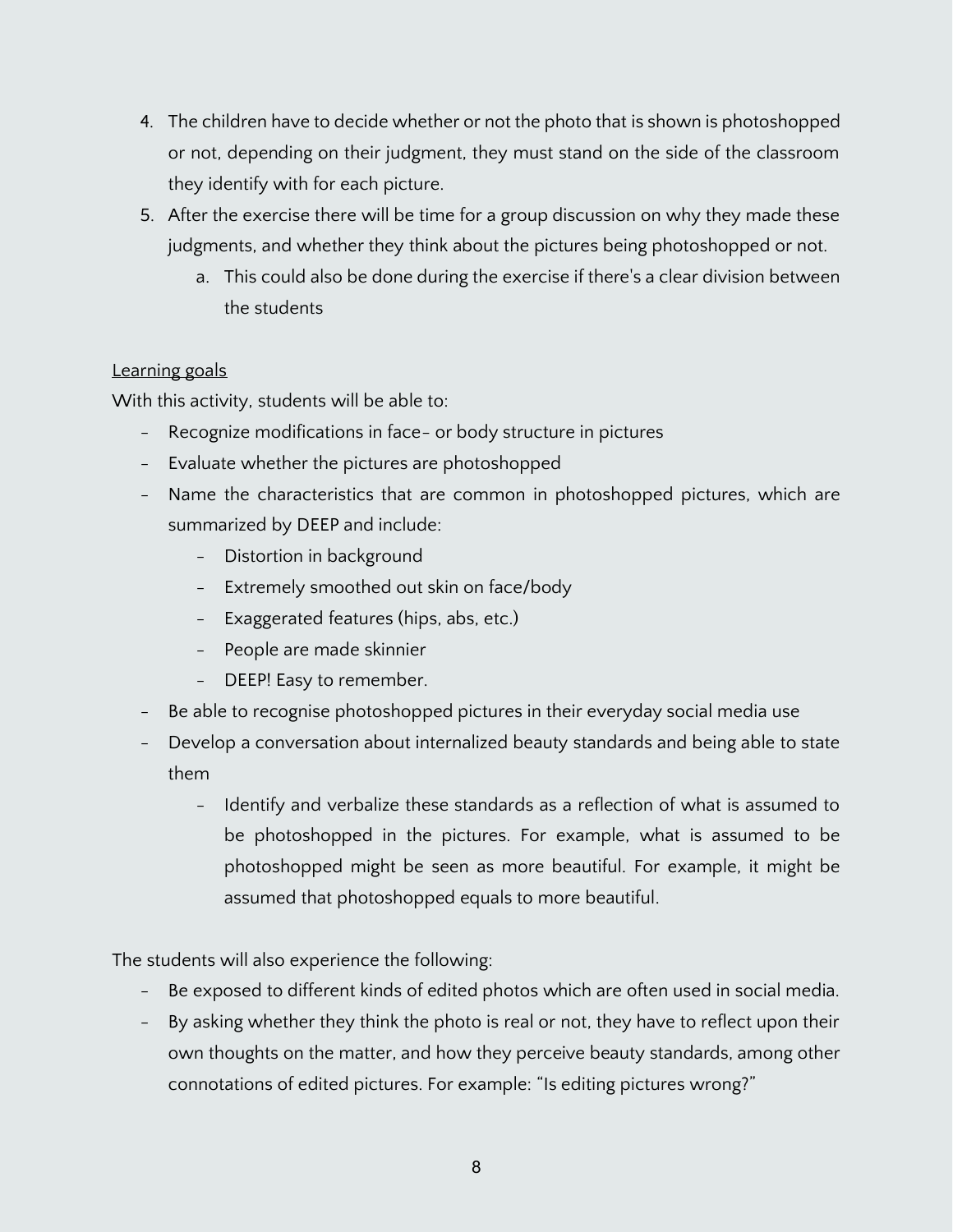4. The children have to decide whether or not the photo that is shown is photoshopped or not, depending on their judgment, they must stand on the side of the classroom they identify with for each picture.
5. After the exercise there will be time for a group discussion on why they made these judgments, and whether they think about the pictures being photoshopped or not.
    a. This could also be done during the exercise if there's a clear division between the students

<u>Learning goals</u>

With this activity, students will be able to:

- Recognize modifications in face- or body structure in pictures
- Evaluate whether the pictures are photoshopped
- Name the characteristics that are common in photoshopped pictures, which are summarized by DEEP and include:
    - Distortion in background
    - Extremely smoothed out skin on face/body
    - Exaggerated features (hips, abs, etc.)
    - People are made skinnier
    - DEEP! Easy to remember.
- Be able to recognise photoshopped pictures in their everyday social media use
- Develop a conversation about internalized beauty standards and being able to state them
    - Identify and verbalize these standards as a reflection of what is assumed to be photoshopped in the pictures. For example, what is assumed to be photoshopped might be seen as more beautiful. For example, it might be assumed that photoshopped equals to more beautiful.

The students will also experience the following:

- Be exposed to different kinds of edited photos which are often used in social media.
- By asking whether they think the photo is real or not, they have to reflect upon their own thoughts on the matter, and how they perceive beauty standards, among other connotations of edited pictures. For example: "Is editing pictures wrong?"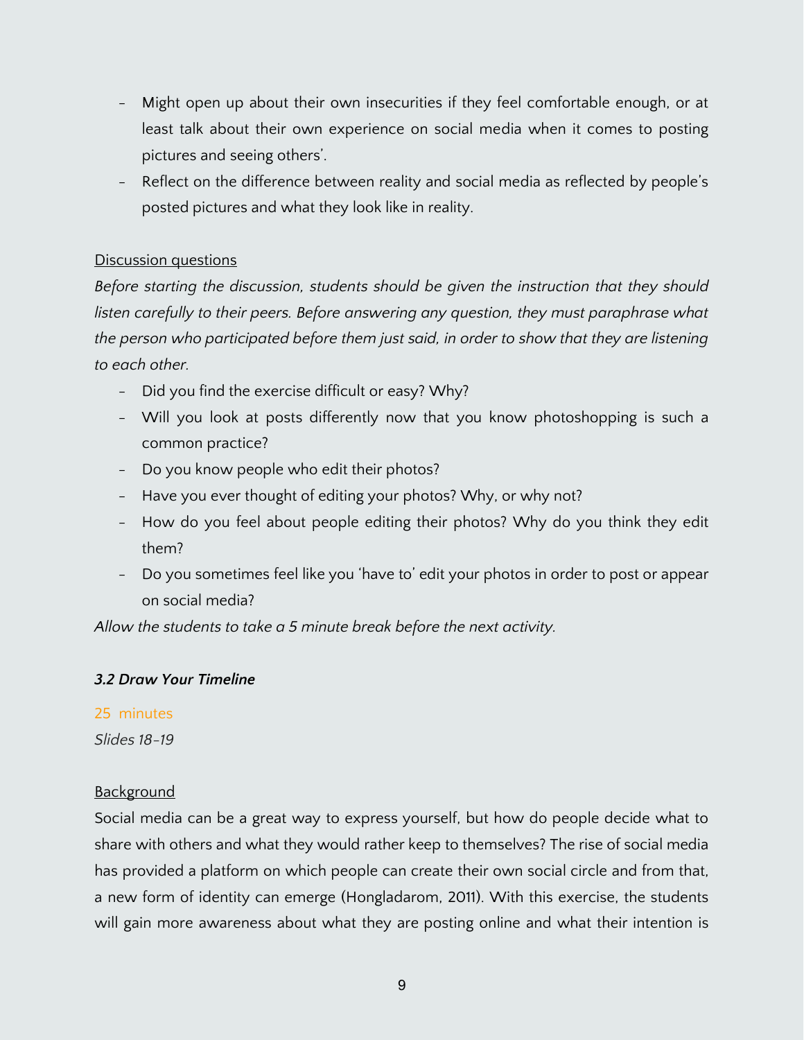- Might open up about their own insecurities if they feel comfortable enough, or at least talk about their own experience on social media when it comes to posting pictures and seeing others'.
- Reflect on the difference between reality and social media as reflected by people's posted pictures and what they look like in reality.

<u>Discussion questions</u>

*Before starting the discussion, students should be given the instruction that they should listen carefully to their peers. Before answering any question, they must paraphrase what the person who participated before them just said, in order to show that they are listening to each other.*

- Did you find the exercise difficult or easy? Why?
- Will you look at posts differently now that you know photoshopping is such a common practice?
- Do you know people who edit their photos?
- Have you ever thought of editing your photos? Why, or why not?
- How do you feel about people editing their photos? Why do you think they edit them?
- Do you sometimes feel like you 'have to' edit your photos in order to post or appear on social media?

*Allow the students to take a 5 minute break before the next activity.*

### *3.2 Draw Your Timeline*

25 minutes

*Slides 18-19*

<u>Background</u>

Social media can be a great way to express yourself, but how do people decide what to share with others and what they would rather keep to themselves? The rise of social media has provided a platform on which people can create their own social circle and from that, a new form of identity can emerge (Hongladarom, 2011). With this exercise, the students will gain more awareness about what they are posting online and what their intention is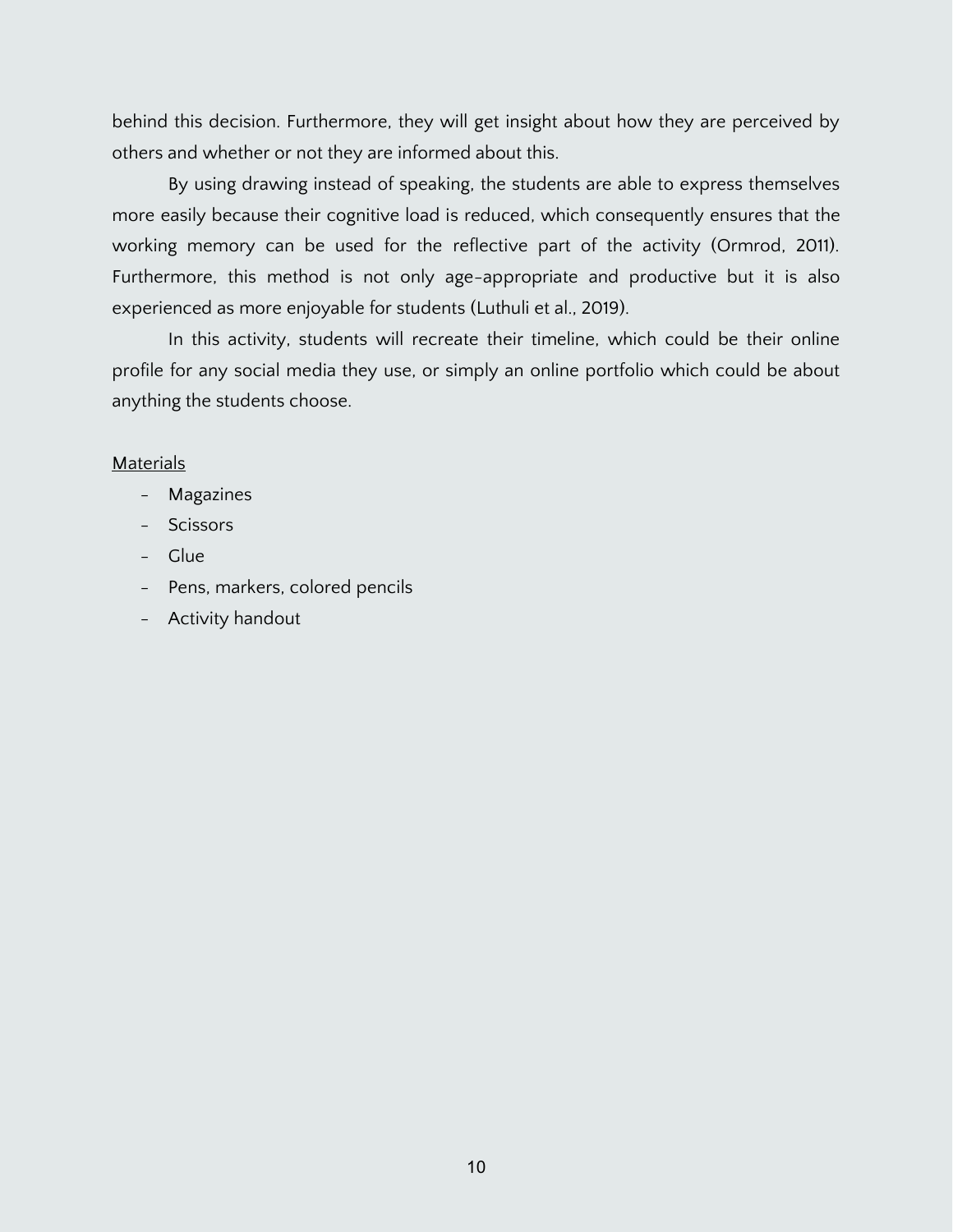behind this decision. Furthermore, they will get insight about how they are perceived by others and whether or not they are informed about this.

By using drawing instead of speaking, the students are able to express themselves more easily because their cognitive load is reduced, which consequently ensures that the working memory can be used for the reflective part of the activity (Ormrod, 2011). Furthermore, this method is not only age-appropriate and productive but it is also experienced as more enjoyable for students (Luthuli et al., 2019).

In this activity, students will recreate their timeline, which could be their online profile for any social media they use, or simply an online portfolio which could be about anything the students choose.

<u>Materials</u>

- Magazines
- Scissors
- Glue
- Pens, markers, colored pencils
- Activity handout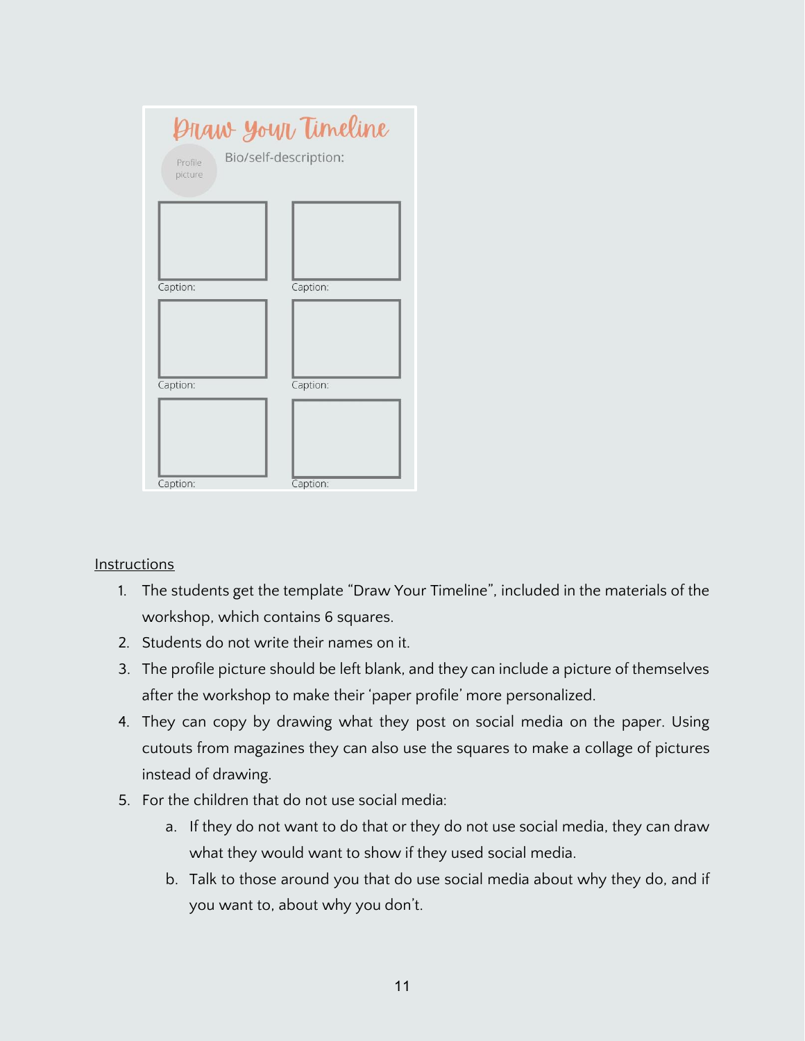Draw Your Timeline

Profile picture

Bio/self-description:

Caption:

Caption:

Caption:

Caption:

Caption:

Caption:

Instructions

1. The students get the template "Draw Your Timeline", included in the materials of the workshop, which contains 6 squares.
2. Students do not write their names on it.
3. The profile picture should be left blank, and they can include a picture of themselves after the workshop to make their 'paper profile' more personalized.
4. They can copy by drawing what they post on social media on the paper. Using cutouts from magazines they can also use the squares to make a collage of pictures instead of drawing.
5. For the children that do not use social media:
   a. If they do not want to do that or they do not use social media, they can draw what they would want to show if they used social media.
   b. Talk to those around you that do use social media about why they do, and if you want to, about why you don't.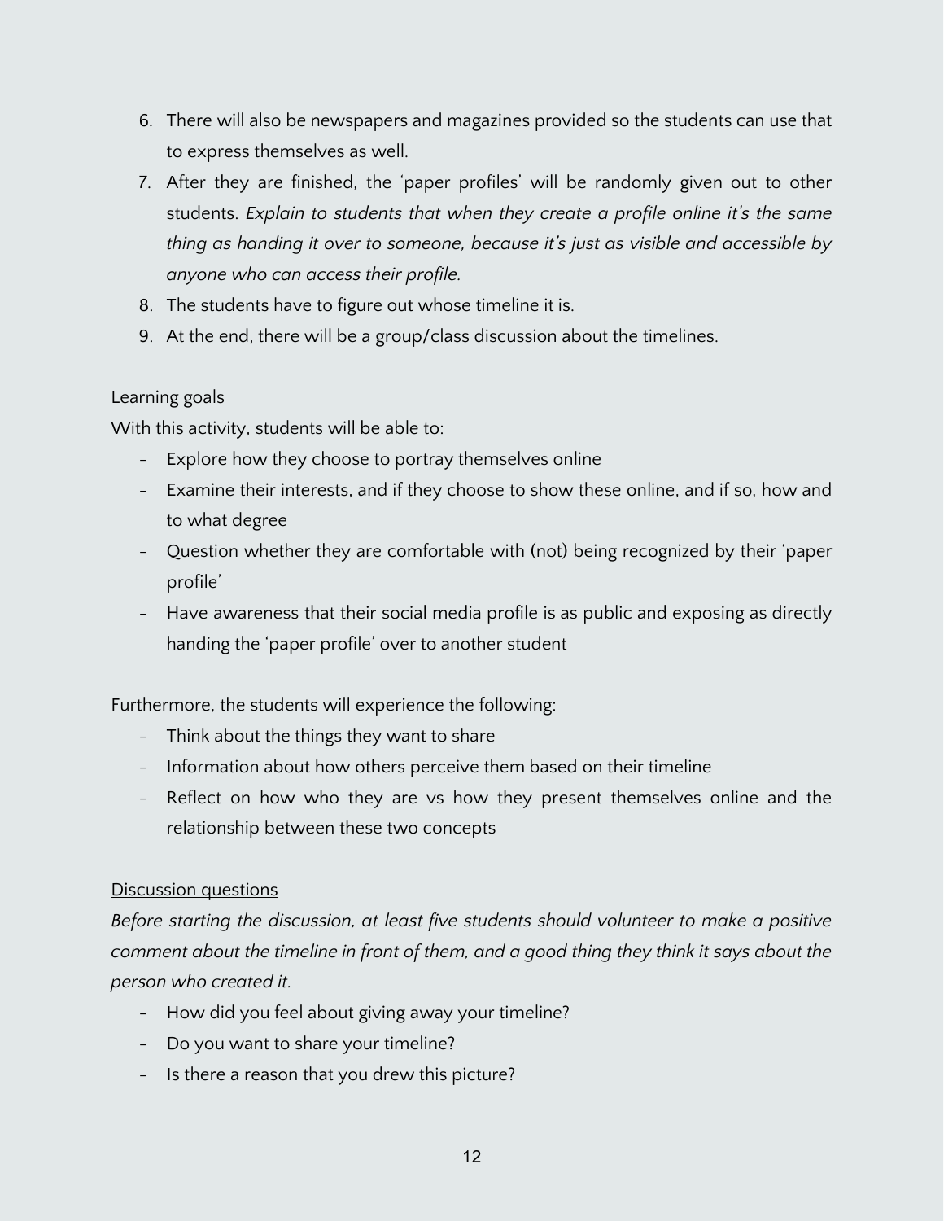6. There will also be newspapers and magazines provided so the students can use that to express themselves as well.
7. After they are finished, the 'paper profiles' will be randomly given out to other students. *Explain to students that when they create a profile online it's the same thing as handing it over to someone, because it's just as visible and accessible by anyone who can access their profile.*
8. The students have to figure out whose timeline it is.
9. At the end, there will be a group/class discussion about the timelines.

<u>Learning goals</u>

With this activity, students will be able to:

- Explore how they choose to portray themselves online
- Examine their interests, and if they choose to show these online, and if so, how and to what degree
- Question whether they are comfortable with (not) being recognized by their 'paper profile'
- Have awareness that their social media profile is as public and exposing as directly handing the 'paper profile' over to another student

Furthermore, the students will experience the following:

- Think about the things they want to share
- Information about how others perceive them based on their timeline
- Reflect on how who they are vs how they present themselves online and the relationship between these two concepts

<u>Discussion questions</u>

*Before starting the discussion, at least five students should volunteer to make a positive comment about the timeline in front of them, and a good thing they think it says about the person who created it.*

- How did you feel about giving away your timeline?
- Do you want to share your timeline?
- Is there a reason that you drew this picture?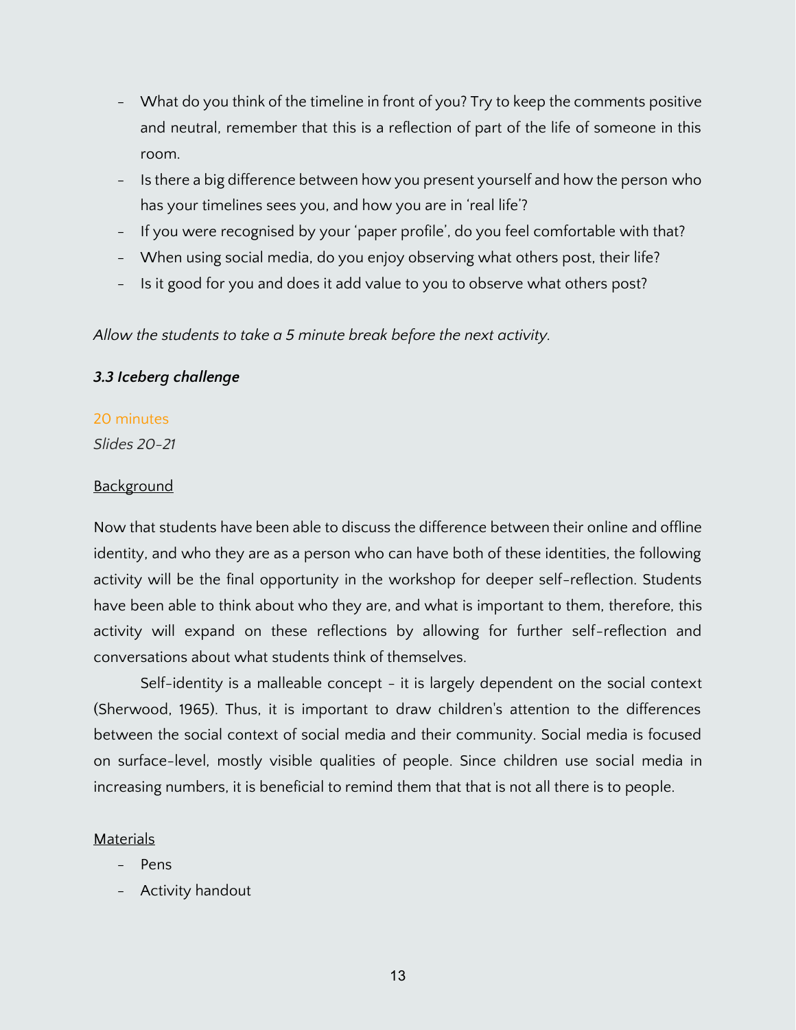- What do you think of the timeline in front of you? Try to keep the comments positive and neutral, remember that this is a reflection of part of the life of someone in this room.
- Is there a big difference between how you present yourself and how the person who has your timelines sees you, and how you are in 'real life'?
- If you were recognised by your 'paper profile', do you feel comfortable with that?
- When using social media, do you enjoy observing what others post, their life?
- Is it good for you and does it add value to you to observe what others post?

*Allow the students to take a 5 minute break before the next activity.*

### *3.3 Iceberg challenge*

20 minutes

*Slides 20-21*

Background

Now that students have been able to discuss the difference between their online and offline identity, and who they are as a person who can have both of these identities, the following activity will be the final opportunity in the workshop for deeper self-reflection. Students have been able to think about who they are, and what is important to them, therefore, this activity will expand on these reflections by allowing for further self-reflection and conversations about what students think of themselves.

Self-identity is a malleable concept - it is largely dependent on the social context (Sherwood, 1965). Thus, it is important to draw children's attention to the differences between the social context of social media and their community. Social media is focused on surface-level, mostly visible qualities of people. Since children use social media in increasing numbers, it is beneficial to remind them that that is not all there is to people.

Materials

- Pens
- Activity handout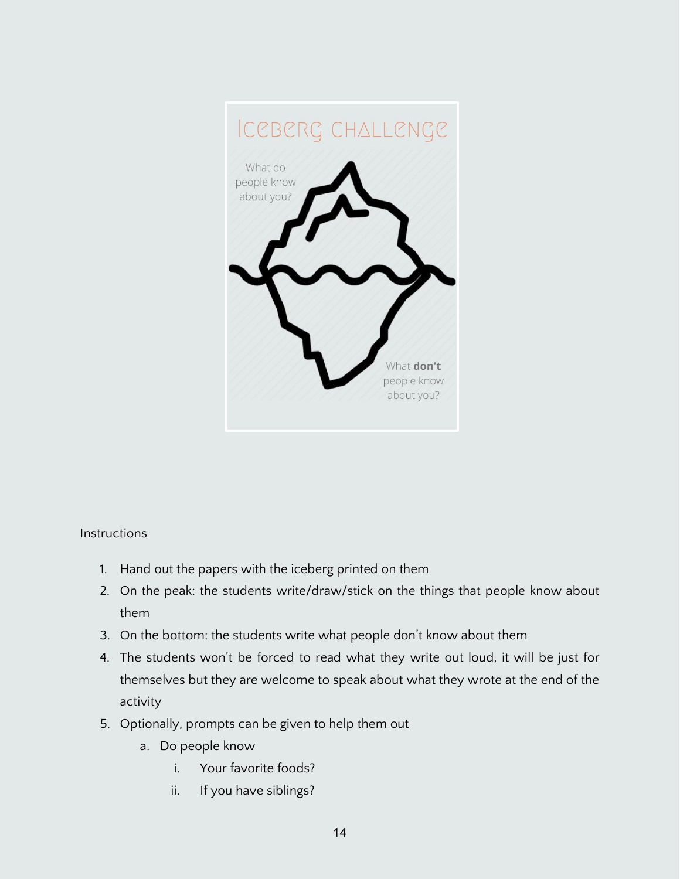Iceberg Challenge

What do people know about you?

What **don't** people know about you?

Instructions

1. Hand out the papers with the iceberg printed on them
2. On the peak: the students write/draw/stick on the things that people know about them
3. On the bottom: the students write what people don't know about them
4. The students won't be forced to read what they write out loud, it will be just for themselves but they are welcome to speak about what they wrote at the end of the activity
5. Optionally, prompts can be given to help them out
    a. Do people know
        i. Your favorite foods?
        ii. If you have siblings?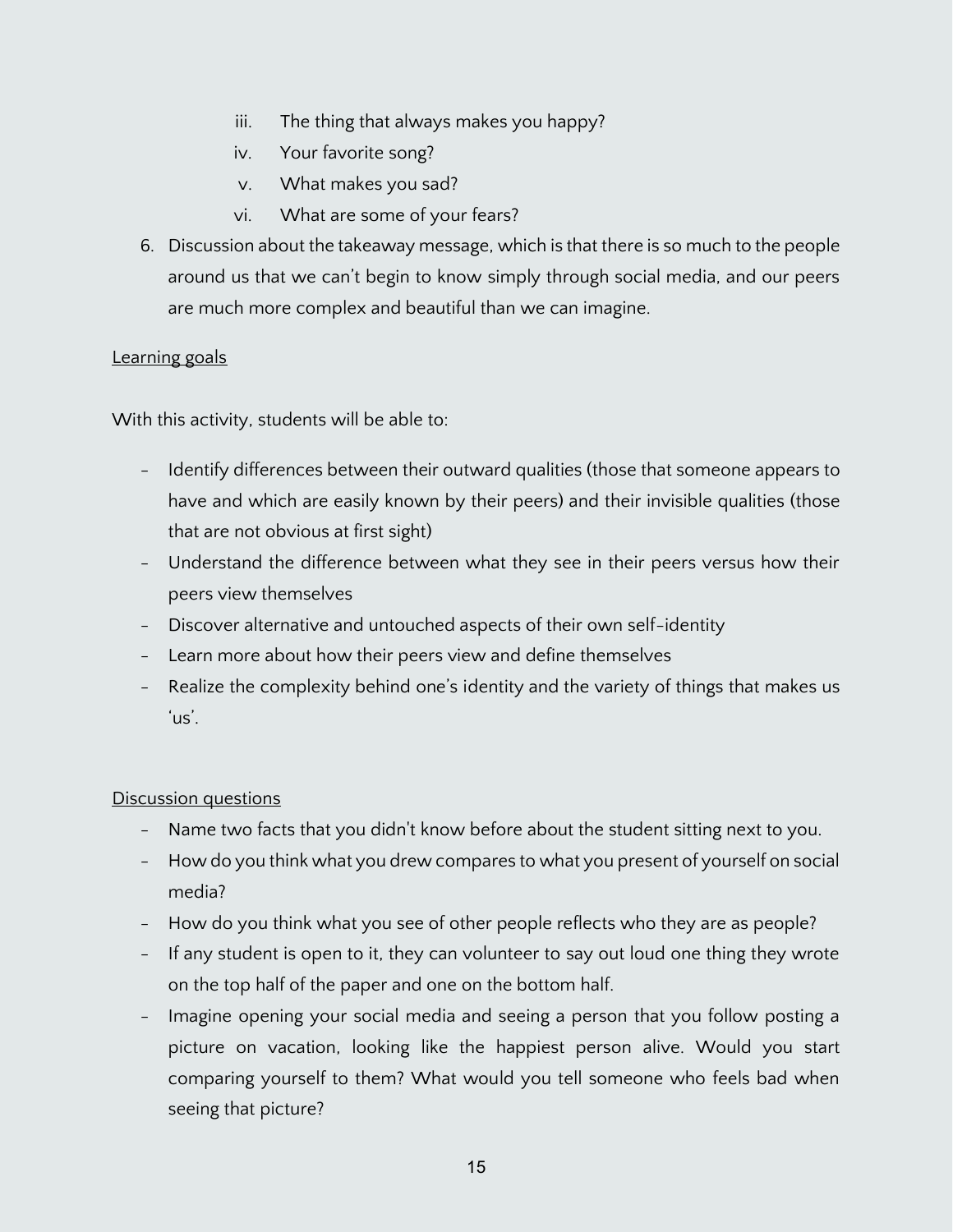iii. The thing that always makes you happy?
  iv. Your favorite song?
  v. What makes you sad?
  vi. What are some of your fears?

6. Discussion about the takeaway message, which is that there is so much to the people around us that we can't begin to know simply through social media, and our peers are much more complex and beautiful than we can imagine.

<u>Learning goals</u>

With this activity, students will be able to:

- Identify differences between their outward qualities (those that someone appears to have and which are easily known by their peers) and their invisible qualities (those that are not obvious at first sight)
- Understand the difference between what they see in their peers versus how their peers view themselves
- Discover alternative and untouched aspects of their own self-identity
- Learn more about how their peers view and define themselves
- Realize the complexity behind one's identity and the variety of things that makes us 'us'.

<u>Discussion questions</u>

- Name two facts that you didn't know before about the student sitting next to you.
- How do you think what you drew compares to what you present of yourself on social media?
- How do you think what you see of other people reflects who they are as people?
- If any student is open to it, they can volunteer to say out loud one thing they wrote on the top half of the paper and one on the bottom half.
- Imagine opening your social media and seeing a person that you follow posting a picture on vacation, looking like the happiest person alive. Would you start comparing yourself to them? What would you tell someone who feels bad when seeing that picture?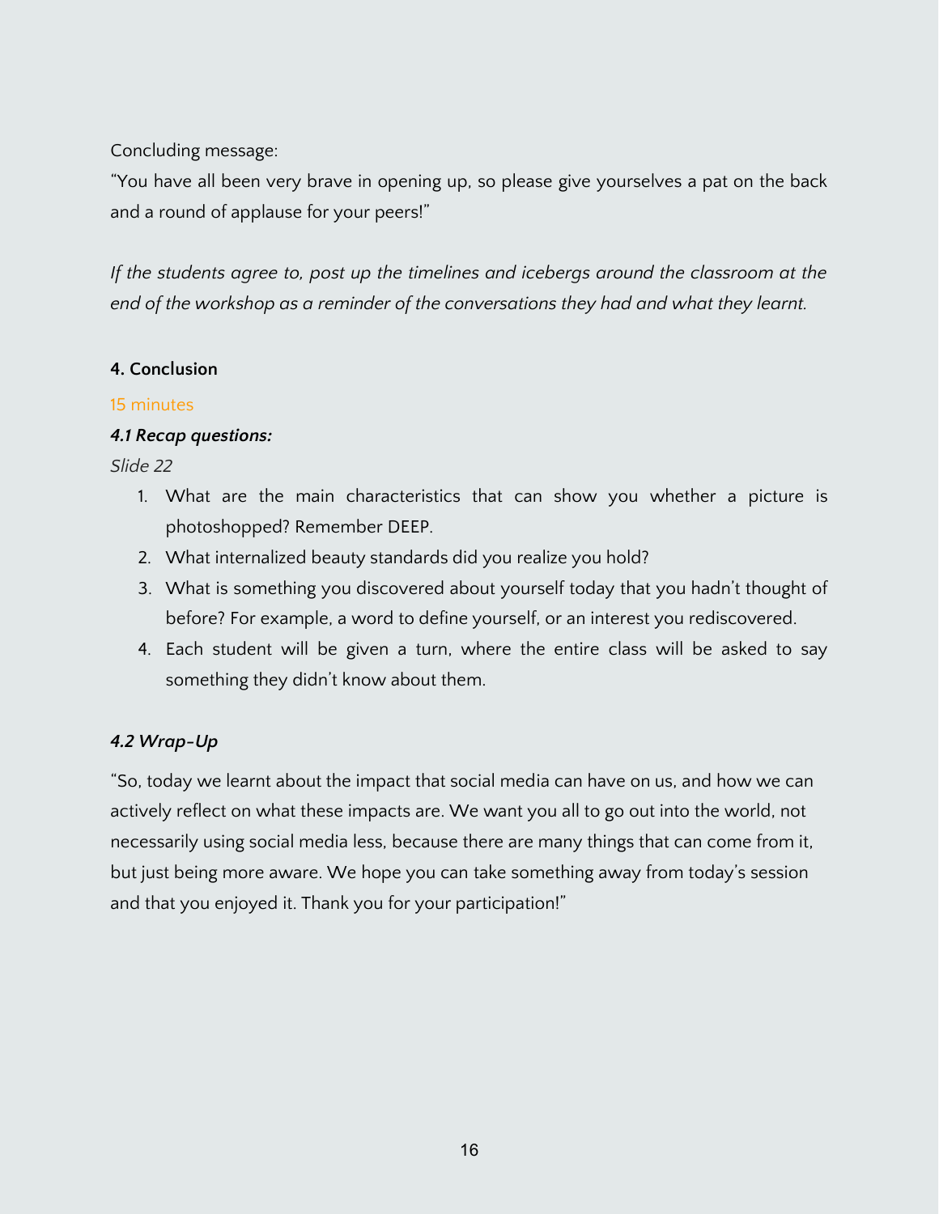Concluding message:

"You have all been very brave in opening up, so please give yourselves a pat on the back and a round of applause for your peers!"

*If the students agree to, post up the timelines and icebergs around the classroom at the end of the workshop as a reminder of the conversations they had and what they learnt.*

**4. Conclusion**

15 minutes

***4.1 Recap questions:***

*Slide 22*

1. What are the main characteristics that can show you whether a picture is photoshopped? Remember DEEP.
2. What internalized beauty standards did you realize you hold?
3. What is something you discovered about yourself today that you hadn't thought of before? For example, a word to define yourself, or an interest you rediscovered.
4. Each student will be given a turn, where the entire class will be asked to say something they didn't know about them.

***4.2 Wrap-Up***

"So, today we learnt about the impact that social media can have on us, and how we can actively reflect on what these impacts are. We want you all to go out into the world, not necessarily using social media less, because there are many things that can come from it, but just being more aware. We hope you can take something away from today's session and that you enjoyed it. Thank you for your participation!"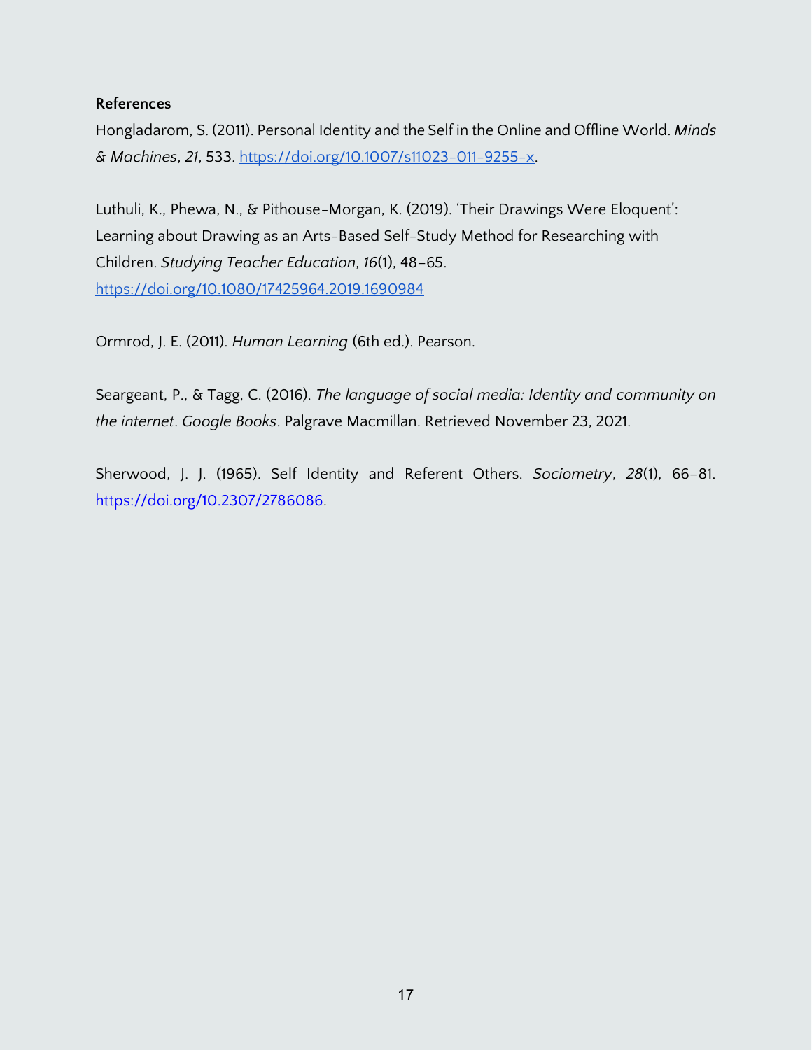**References**

Hongladarom, S. (2011). Personal Identity and the Self in the Online and Offline World. *Minds & Machines*, *21*, 533. https://doi.org/10.1007/s11023-011-9255-x.

Luthuli, K., Phewa, N., & Pithouse-Morgan, K. (2019). 'Their Drawings Were Eloquent': Learning about Drawing as an Arts-Based Self-Study Method for Researching with Children. *Studying Teacher Education*, *16*(1), 48–65. https://doi.org/10.1080/17425964.2019.1690984

Ormrod, J. E. (2011). *Human Learning* (6th ed.). Pearson.

Seargeant, P., & Tagg, C. (2016). *The language of social media: Identity and community on the internet*. *Google Books*. Palgrave Macmillan. Retrieved November 23, 2021.

Sherwood, J. J. (1965). Self Identity and Referent Others. *Sociometry*, *28*(1), 66–81. https://doi.org/10.2307/2786086.